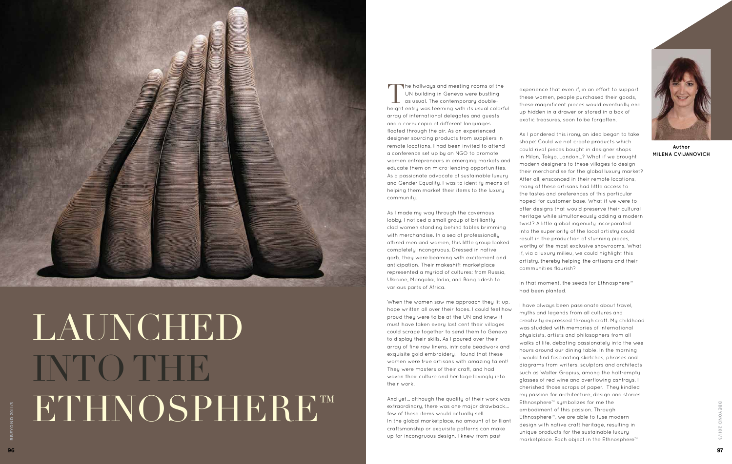# LAUNCHED INTO THE ETHNOSPHERE™

Author
**MILENA CVIJANOVICH**

The hallways and meeting rooms of the UN building in Geneva were bustling as usual. The contemporary double-height entry was teeming with its usual colorful array of international delegates and guests and a cornucopia of different languages floated through the air. As an experienced designer sourcing products from suppliers in remote locations, I had been invited to attend a conference set up by an NGO to promote women entrepreneurs in emerging markets and educate them on micro-lending opportunities. As a passionate advocate of sustainable luxury and Gender Equality, I was to identify means of helping them market their items to the luxury community.

As I made my way through the cavernous lobby, I noticed a small group of brilliantly clad women standing behind tables brimming with merchandise. In a sea of professionally attired men and women, this little group looked completely incongruous. Dressed in native garb, they were beaming with excitement and anticipation. Their makeshift marketplace represented a myriad of cultures: from Russia, Ukraine, Mongolia, India, and Bangladesh to various parts of Africa.

When the women saw me approach they lit up, hope written all over their faces. I could feel how proud they were to be at the UN and knew it must have taken every last cent their villages could scrape together to send them to Geneva to display their skills. As I poured over their array of fine raw linens, intricate beadwork and exquisite gold embroidery, I found that these women were true artisans with amazing talent! They were masters of their craft, and had woven their culture and heritage lovingly into their work.

And yet... although the quality of their work was extraordinary, there was one major drawback... few of these items would actually sell.
In the global marketplace, no amount of brilliant craftsmanship or exquisite patterns can make up for incongruous design. I knew from past experience that even if, in an effort to support these women, people purchased their goods, these magnificent pieces would eventually end up hidden in a drawer or stored in a box of exotic treasures, soon to be forgotten.

As I pondered this irony, an idea began to take shape: Could we not create products which could rival pieces bought in designer shops in Milan, Tokyo, London...? What if we brought modern designers to these villages to design their merchandise for the global luxury market? After all, ensconced in their remote locations, many of these artisans had little access to the tastes and preferences of this particular hoped-for customer base. What if we were to offer designs that would preserve their cultural heritage while simultaneously adding a modern twist? A little global ingenuity incorporated into the superiority of the local artistry could result in the production of stunning pieces, worthy of the most exclusive showrooms. What if, via a luxury milieu, we could highlight this artistry, thereby helping the artisans and their communities flourish?

In that moment, the seeds for Ethnosphere™ had been planted.

I have always been passionate about travel, myths and legends from all cultures and creativity expressed through craft. My childhood was studded with memories of international physicists, artists and philosophers from all walks of life, debating passionately into the wee hours around our dining table. In the morning I would find fascinating sketches, phrases and diagrams from writers, sculptors and architects such as Walter Gropius, among the half-empty glasses of red wine and overflowing ashtrays. I cherished those scraps of paper. They kindled my passion for architecture, design and stories. Ethnosphere™ symbolizes for me the embodiment of this passion. Through Ethnosphere™, we are able to fuse modern design with native craft heritage, resulting in unique products for the sustainable luxury marketplace. Each object in the Ethnosphere™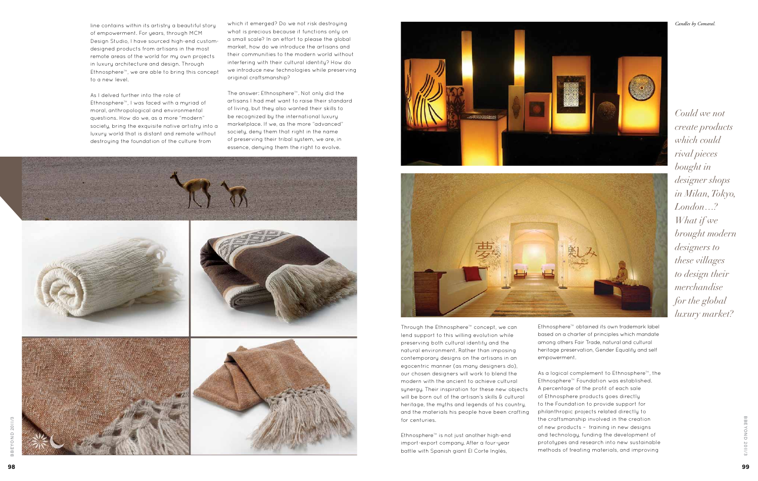line contains within its artistry a beautiful story of empowerment. For years, through MCM Design Studio, I have sourced high-end custom-designed products from artisans in the most remote areas of the world for my own projects in luxury architecture and design. Through Ethnosphere™, we are able to bring this concept to a new level.

As I delved further into the role of Ethnosphere™, I was faced with a myriad of moral, anthropological and environmental questions. How do we, as a more "modern" society, bring the exquisite native artistry into a luxury world that is distant and remote without destroying the foundation of the culture from which it emerged? Do we not risk destroying what is precious because it functions only on a small scale? In an effort to please the global market, how do we introduce the artisans and their communities to the modern world without interfering with their cultural identity? How do we introduce new technologies while preserving original craftsmanship?

The answer: Ethnosphere™. Not only did the artisans I had met want to raise their standard of living, but they also wanted their skills to be recognized by the international luxury marketplace. If we, as the more "advanced" society, deny them that right in the name of preserving their tribal system, we are, in essence, denying them the right to evolve.

*Candles by Comaral.*

*Could we not create products which could rival pieces bought in designer shops in Milan, Tokyo, London…? What if we brought modern designers to these villages to design their merchandise for the global luxury market?*

Through the Ethnosphere™ concept, we can lend support to this willing evolution while preserving both cultural identity and the natural environment. Rather than imposing contemporary designs on the artisans in an egocentric manner (as many designers do), our chosen designers will work to blend the modern with the ancient to achieve cultural synergy. Their inspiration for these new objects will be born out of the artisan's skills & cultural heritage, the myths and legends of his country, and the materials his people have been crafting for centuries.

Ethnosphere™ is not just another high-end import-export company. After a four-year battle with Spanish giant El Corte Inglés, Ethnosphere™ obtained its own trademark label based on a charter of principles which mandate among others Fair Trade, natural and cultural heritage preservation, Gender Equality and self empowerment.

As a logical complement to Ethnosphere™, the Ethnosphere™ Foundation was established. A percentage of the profit of each sale of Ethnosphere products goes directly to the Foundation to provide support for philanthropic projects related directly to the craftsmanship involved in the creation of new products – training in new designs and technology, funding the development of prototypes and research into new sustainable methods of treating materials, and improving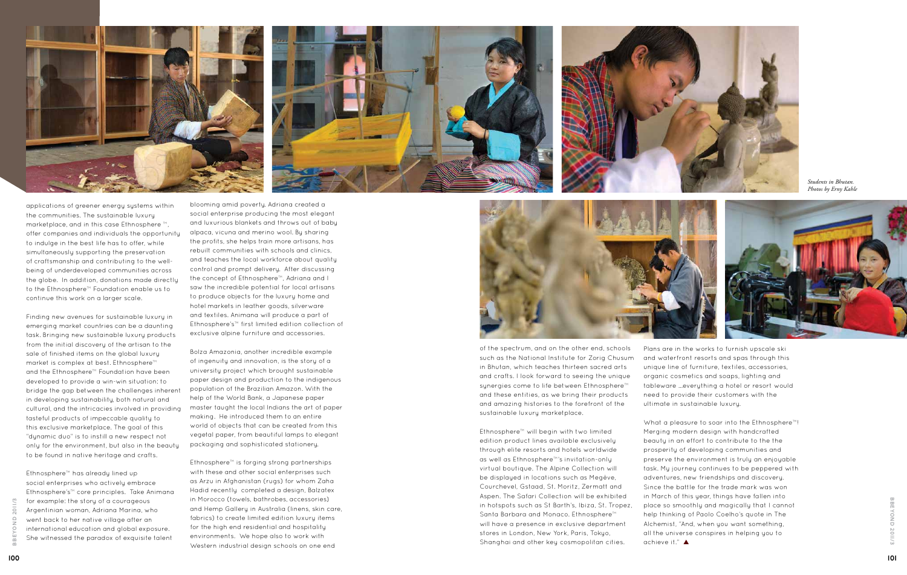Students in Bhutan.
Photos by Erny Kahle

applications of greener energy systems within the communities. The sustainable luxury marketplace, and in this case Ethnosphere ™, offer companies and individuals the opportunity to indulge in the best life has to offer, while simultaneously supporting the preservation of craftsmanship and contributing to the well-being of underdeveloped communities across the globe. In addition, donations made directly to the Ethnosphere™ Foundation enable us to continue this work on a larger scale.

Finding new avenues for sustainable luxury in emerging market countries can be a daunting task. Bringing new sustainable luxury products from the initial discovery of the artisan to the sale of finished items on the global luxury market is complex at best. Ethnosphere™ and the Ethnosphere™ Foundation have been developed to provide a win-win situation: to bridge the gap between the challenges inherent in developing sustainability, both natural and cultural, and the intricacies involved in providing tasteful products of impeccable quality to this exclusive marketplace. The goal of this "dynamic duo" is to instill a new respect not only for the environment, but also in the beauty to be found in native heritage and crafts.

Ethnosphere™ has already lined up social enterprises who actively embrace Ethnosphere's™ core principles. Take Animana for example: the story of a courageous Argentinian woman, Adriana Marina, who went back to her native village after an international education and global exposure. She witnessed the paradox of exquisite talent blooming amid poverty. Adriana created a social enterprise producing the most elegant and luxurious blankets and throws out of baby alpaca, vicuna and merino wool. By sharing the profits, she helps train more artisans, has rebuilt communities with schools and clinics, and teaches the local workforce about quality control and prompt delivery. After discussing the concept of Ethnosphere™, Adriana and I saw the incredible potential for local artisans to produce objects for the luxury home and hotel markets in leather goods, silverware and textiles. Animana will produce a part of Ethnosphere's™ first limited edition collection of exclusive alpine furniture and accessories.

Bolza Amazonia, another incredible example of ingenuity and innovation, is the story of a university project which brought sustainable paper design and production to the indigenous population of the Brazilian Amazon. With the help of the World Bank, a Japanese paper master taught the local Indians the art of paper making. He introduced them to an entire world of objects that can be created from this vegetal paper, from beautiful lamps to elegant packaging and sophisticated stationery.

Ethnosphere™ is forging strong partnerships with these and other social enterprises such as Arzu in Afghanistan (rugs) for whom Zaha Hadid recently completed a design, Balzatex in Morocco (towels, bathrobes, accessories) and Hemp Gallery in Australia (linens, skin care, fabrics) to create limited edition luxury items for the high end residential and hospitality environments. We hope also to work with Western industrial design schools on one end of the spectrum, and on the other end, schools such as the National Institute for Zorig Chusum in Bhutan, which teaches thirteen sacred arts and crafts. I look forward to seeing the unique synergies come to life between Ethnosphere™ and these entities, as we bring their products and amazing histories to the forefront of the sustainable luxury marketplace.

Ethnosphere™ will begin with two limited edition product lines available exclusively through elite resorts and hotels worldwide as well as Ethnosphere™'s invitation-only virtual boutique. The Alpine Collection will be displayed in locations such as Megève, Courchevel, Gstaad, St. Moritz, Zermatt and Aspen. The Safari Collection will be exhibited in hotspots such as St Barth's, Ibiza, St. Tropez, Santa Barbara and Monaco. Ethnosphere™ will have a presence in exclusive department stores in London, New York, Paris, Tokyo, Shanghai and other key cosmopolitan cities.

Plans are in the works to furnish upscale ski and waterfront resorts and spas through this unique line of furniture, textiles, accessories, organic cosmetics and soaps, lighting and tableware ...everything a hotel or resort would need to provide their customers with the ultimate in sustainable luxury.

What a pleasure to soar into the Ethnosphere™! Merging modern design with handcrafted beauty in an effort to contribute to the the prosperity of developing communities and preserve the environment is truly an enjoyable task. My journey continues to be peppered with adventures, new friendships and discovery. Since the battle for the trade mark was won in March of this year, things have fallen into place so smoothly and magically that I cannot help thinking of Paolo Coelho's quote in The Alchemist, "And, when you want something, all the universe conspires in helping you to achieve it." ▲